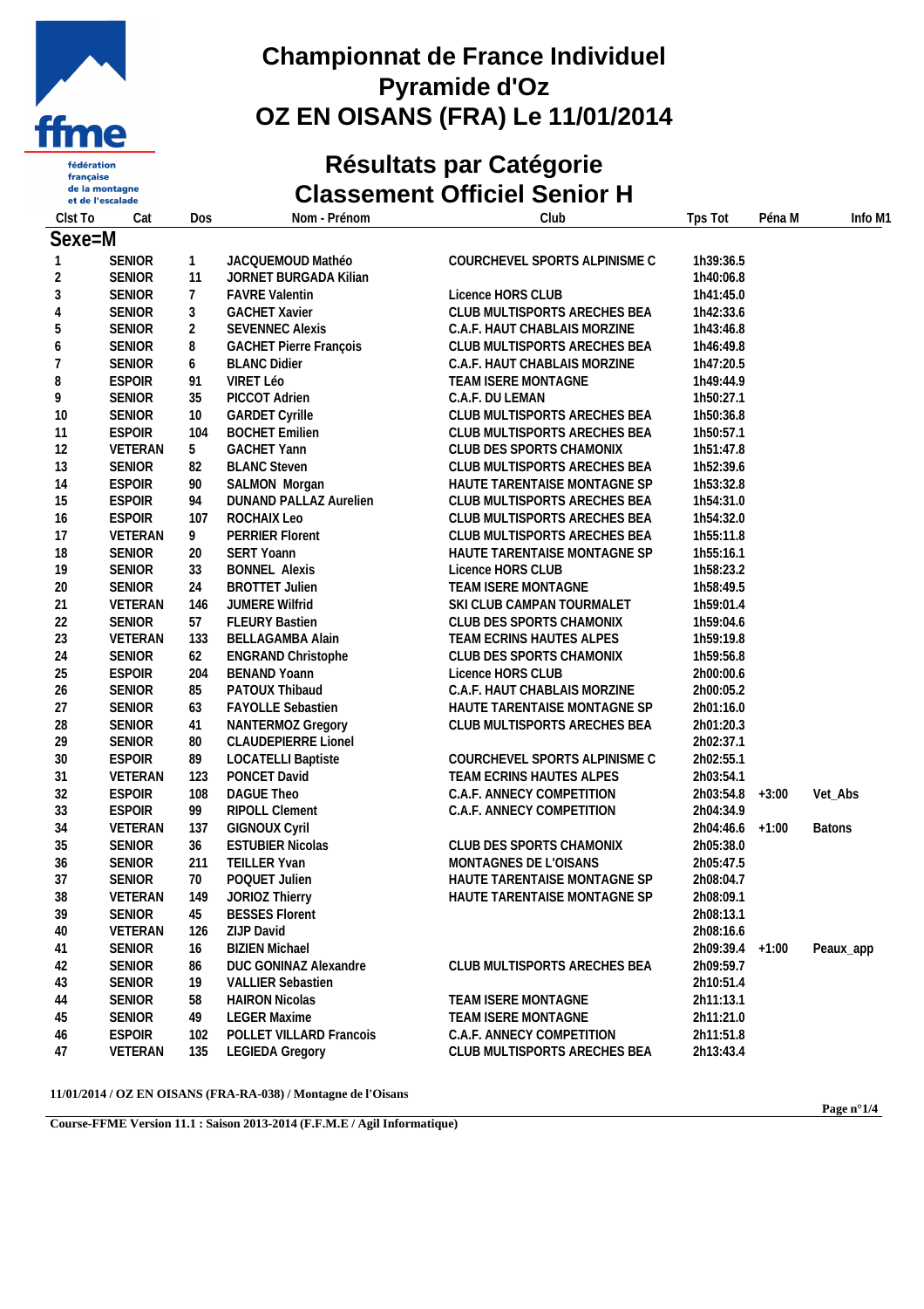# Championnat de France Individuel
# Pyramide d'Oz
# OZ EN OISANS (FRA) Le 11/01/2014

## Résultats par Catégorie
## Classement Officiel Senior H

**Sexe=M**

| Clst To | Cat | Dos | Nom - Prénom | Club | Tps Tot | Péna M | Info M1 |
|---|---|---|---|---|---|---|---|
| 1 | SENIOR | 1 | JACQUEMOUD Mathéo | COURCHEVEL SPORTS ALPINISME C | 1h39:36.5 | | |
| 2 | SENIOR | 11 | JORNET BURGADA Kilian | | 1h40:06.8 | | |
| 3 | SENIOR | 7 | FAVRE Valentin | Licence HORS CLUB | 1h41:45.0 | | |
| 4 | SENIOR | 3 | GACHET Xavier | CLUB MULTISPORTS ARECHES BEA | 1h42:33.6 | | |
| 5 | SENIOR | 2 | SEVENNEC Alexis | C.A.F. HAUT CHABLAIS MORZINE | 1h43:46.8 | | |
| 6 | SENIOR | 8 | GACHET Pierre François | CLUB MULTISPORTS ARECHES BEA | 1h46:49.8 | | |
| 7 | SENIOR | 6 | BLANC Didier | C.A.F. HAUT CHABLAIS MORZINE | 1h47:20.5 | | |
| 8 | ESPOIR | 91 | VIRET Léo | TEAM ISERE MONTAGNE | 1h49:44.9 | | |
| 9 | SENIOR | 35 | PICCOT Adrien | C.A.F. DU LEMAN | 1h50:27.1 | | |
| 10 | SENIOR | 10 | GARDET Cyrille | CLUB MULTISPORTS ARECHES BEA | 1h50:36.8 | | |
| 11 | ESPOIR | 104 | BOCHET Emilien | CLUB MULTISPORTS ARECHES BEA | 1h50:57.1 | | |
| 12 | VETERAN | 5 | GACHET Yann | CLUB DES SPORTS CHAMONIX | 1h51:47.8 | | |
| 13 | SENIOR | 82 | BLANC Steven | CLUB MULTISPORTS ARECHES BEA | 1h52:39.6 | | |
| 14 | ESPOIR | 90 | SALMON Morgan | HAUTE TARENTAISE MONTAGNE SP | 1h53:32.8 | | |
| 15 | ESPOIR | 94 | DUNAND PALLAZ Aurelien | CLUB MULTISPORTS ARECHES BEA | 1h54:31.0 | | |
| 16 | ESPOIR | 107 | ROCHAIX Leo | CLUB MULTISPORTS ARECHES BEA | 1h54:32.0 | | |
| 17 | VETERAN | 9 | PERRIER Florent | CLUB MULTISPORTS ARECHES BEA | 1h55:11.8 | | |
| 18 | SENIOR | 20 | SERT Yoann | HAUTE TARENTAISE MONTAGNE SP | 1h55:16.1 | | |
| 19 | SENIOR | 33 | BONNEL Alexis | Licence HORS CLUB | 1h58:23.2 | | |
| 20 | SENIOR | 24 | BROTTET Julien | TEAM ISERE MONTAGNE | 1h58:49.5 | | |
| 21 | VETERAN | 146 | JUMERE Wilfrid | SKI CLUB CAMPAN TOURMALET | 1h59:01.4 | | |
| 22 | SENIOR | 57 | FLEURY Bastien | CLUB DES SPORTS CHAMONIX | 1h59:04.6 | | |
| 23 | VETERAN | 133 | BELLAGAMBA Alain | TEAM ECRINS HAUTES ALPES | 1h59:19.8 | | |
| 24 | SENIOR | 62 | ENGRAND Christophe | CLUB DES SPORTS CHAMONIX | 1h59:56.8 | | |
| 25 | ESPOIR | 204 | BENAND Yoann | Licence HORS CLUB | 2h00:00.6 | | |
| 26 | SENIOR | 85 | PATOUX Thibaud | C.A.F. HAUT CHABLAIS MORZINE | 2h00:05.2 | | |
| 27 | SENIOR | 63 | FAYOLLE Sebastien | HAUTE TARENTAISE MONTAGNE SP | 2h01:16.0 | | |
| 28 | SENIOR | 41 | NANTERMOZ Gregory | CLUB MULTISPORTS ARECHES BEA | 2h01:20.3 | | |
| 29 | SENIOR | 80 | CLAUDEPIERRE Lionel | | 2h02:37.1 | | |
| 30 | ESPOIR | 89 | LOCATELLI Baptiste | COURCHEVEL SPORTS ALPINISME C | 2h02:55.1 | | |
| 31 | VETERAN | 123 | PONCET David | TEAM ECRINS HAUTES ALPES | 2h03:54.1 | | |
| 32 | ESPOIR | 108 | DAGUE Theo | C.A.F. ANNECY COMPETITION | 2h03:54.8 | +3:00 | Vet_Abs |
| 33 | ESPOIR | 99 | RIPOLL Clement | C.A.F. ANNECY COMPETITION | 2h04:34.9 | | |
| 34 | VETERAN | 137 | GIGNOUX Cyril | | 2h04:46.6 | +1:00 | Batons |
| 35 | SENIOR | 36 | ESTUBIER Nicolas | CLUB DES SPORTS CHAMONIX | 2h05:38.0 | | |
| 36 | SENIOR | 211 | TEILLER Yvan | MONTAGNES DE L'OISANS | 2h05:47.5 | | |
| 37 | SENIOR | 70 | POQUET Julien | HAUTE TARENTAISE MONTAGNE SP | 2h08:04.7 | | |
| 38 | VETERAN | 149 | JORIOZ Thierry | HAUTE TARENTAISE MONTAGNE SP | 2h08:09.1 | | |
| 39 | SENIOR | 45 | BESSES Florent | | 2h08:13.1 | | |
| 40 | VETERAN | 126 | ZIJP David | | 2h08:16.6 | | |
| 41 | SENIOR | 16 | BIZIEN Michael | | 2h09:39.4 | +1:00 | Peaux_app |
| 42 | SENIOR | 86 | DUC GONINAZ Alexandre | CLUB MULTISPORTS ARECHES BEA | 2h09:59.7 | | |
| 43 | SENIOR | 19 | VALLIER Sebastien | | 2h10:51.4 | | |
| 44 | SENIOR | 58 | HAIRON Nicolas | TEAM ISERE MONTAGNE | 2h11:13.1 | | |
| 45 | SENIOR | 49 | LEGER Maxime | TEAM ISERE MONTAGNE | 2h11:21.0 | | |
| 46 | ESPOIR | 102 | POLLET VILLARD Francois | C.A.F. ANNECY COMPETITION | 2h11:51.8 | | |
| 47 | VETERAN | 135 | LEGIEDA Gregory | CLUB MULTISPORTS ARECHES BEA | 2h13:43.4 | | |

11/01/2014 / OZ EN OISANS (FRA-RA-038) / Montagne de l'Oisans

Course-FFME Version 11.1 : Saison 2013-2014 (F.F.M.E / Agil Informatique)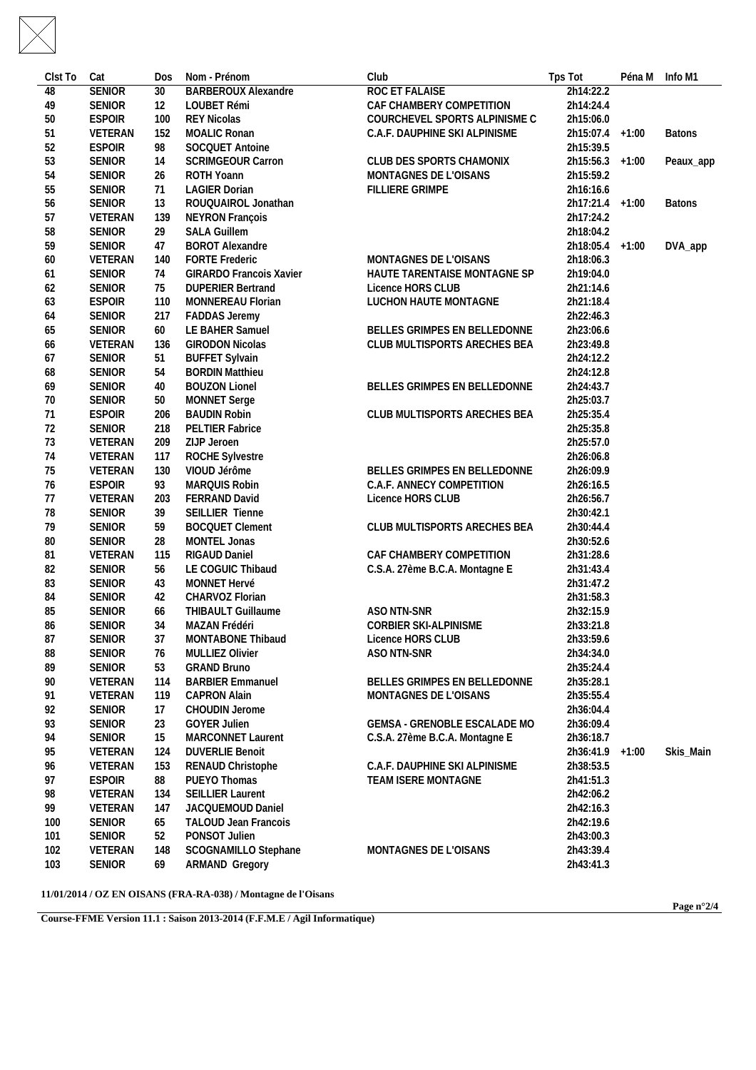| Clst To | Cat | Dos | Nom - Prénom | Club | Tps Tot | Péna M | Info M1 |
|---|---|---|---|---|---|---|---|
| 48 | SENIOR | 30 | BARBEROUX Alexandre | ROC ET FALAISE | 2h14:22.2 | | |
| 49 | SENIOR | 12 | LOUBET Rémi | CAF CHAMBERY COMPETITION | 2h14:24.4 | | |
| 50 | ESPOIR | 100 | REY Nicolas | COURCHEVEL SPORTS ALPINISME C | 2h15:06.0 | | |
| 51 | VETERAN | 152 | MOALIC Ronan | C.A.F. DAUPHINE SKI ALPINISME | 2h15:07.4 | +1:00 | Batons |
| 52 | ESPOIR | 98 | SOCQUET Antoine | | 2h15:39.5 | | |
| 53 | SENIOR | 14 | SCRIMGEOUR Carron | CLUB DES SPORTS CHAMONIX | 2h15:56.3 | +1:00 | Peaux_app |
| 54 | SENIOR | 26 | ROTH Yoann | MONTAGNES DE L'OISANS | 2h15:59.2 | | |
| 55 | SENIOR | 71 | LAGIER Dorian | FILLIERE GRIMPE | 2h16:16.6 | | |
| 56 | SENIOR | 13 | ROUQUAIROL Jonathan | | 2h17:21.4 | +1:00 | Batons |
| 57 | VETERAN | 139 | NEYRON François | | 2h17:24.2 | | |
| 58 | SENIOR | 29 | SALA Guillem | | 2h18:04.2 | | |
| 59 | SENIOR | 47 | BOROT Alexandre | | 2h18:05.4 | +1:00 | DVA_app |
| 60 | VETERAN | 140 | FORTE Frederic | MONTAGNES DE L'OISANS | 2h18:06.3 | | |
| 61 | SENIOR | 74 | GIRARDO Francois Xavier | HAUTE TARENTAISE MONTAGNE SP | 2h19:04.0 | | |
| 62 | SENIOR | 75 | DUPERIER Bertrand | Licence HORS CLUB | 2h21:14.6 | | |
| 63 | ESPOIR | 110 | MONNEREAU Florian | LUCHON HAUTE MONTAGNE | 2h21:18.4 | | |
| 64 | SENIOR | 217 | FADDAS Jeremy | | 2h22:46.3 | | |
| 65 | SENIOR | 60 | LE BAHER Samuel | BELLES GRIMPES EN BELLEDONNE | 2h23:06.6 | | |
| 66 | VETERAN | 136 | GIRODON Nicolas | CLUB MULTISPORTS ARECHES BEA | 2h23:49.8 | | |
| 67 | SENIOR | 51 | BUFFET Sylvain | | 2h24:12.2 | | |
| 68 | SENIOR | 54 | BORDIN Matthieu | | 2h24:12.8 | | |
| 69 | SENIOR | 40 | BOUZON Lionel | BELLES GRIMPES EN BELLEDONNE | 2h24:43.7 | | |
| 70 | SENIOR | 50 | MONNET Serge | | 2h25:03.7 | | |
| 71 | ESPOIR | 206 | BAUDIN Robin | CLUB MULTISPORTS ARECHES BEA | 2h25:35.4 | | |
| 72 | SENIOR | 218 | PELTIER Fabrice | | 2h25:35.8 | | |
| 73 | VETERAN | 209 | ZIJP Jeroen | | 2h25:57.0 | | |
| 74 | VETERAN | 117 | ROCHE Sylvestre | | 2h26:06.8 | | |
| 75 | VETERAN | 130 | VIOUD Jérôme | BELLES GRIMPES EN BELLEDONNE | 2h26:09.9 | | |
| 76 | ESPOIR | 93 | MARQUIS Robin | C.A.F. ANNECY COMPETITION | 2h26:16.5 | | |
| 77 | VETERAN | 203 | FERRAND David | Licence HORS CLUB | 2h26:56.7 | | |
| 78 | SENIOR | 39 | SEILLIER Tienne | | 2h30:42.1 | | |
| 79 | SENIOR | 59 | BOCQUET Clement | CLUB MULTISPORTS ARECHES BEA | 2h30:44.4 | | |
| 80 | SENIOR | 28 | MONTEL Jonas | | 2h30:52.6 | | |
| 81 | VETERAN | 115 | RIGAUD Daniel | CAF CHAMBERY COMPETITION | 2h31:28.6 | | |
| 82 | SENIOR | 56 | LE COGUIC Thibaud | C.S.A. 27ème B.C.A. Montagne E | 2h31:43.4 | | |
| 83 | SENIOR | 43 | MONNET Hervé | | 2h31:47.2 | | |
| 84 | SENIOR | 42 | CHARVOZ Florian | | 2h31:58.3 | | |
| 85 | SENIOR | 66 | THIBAULT Guillaume | ASO NTN-SNR | 2h32:15.9 | | |
| 86 | SENIOR | 34 | MAZAN Frédéri | CORBIER SKI-ALPINISME | 2h33:21.8 | | |
| 87 | SENIOR | 37 | MONTABONE Thibaud | Licence HORS CLUB | 2h33:59.6 | | |
| 88 | SENIOR | 76 | MULLIEZ Olivier | ASO NTN-SNR | 2h34:34.0 | | |
| 89 | SENIOR | 53 | GRAND Bruno | | 2h35:24.4 | | |
| 90 | VETERAN | 114 | BARBIER Emmanuel | BELLES GRIMPES EN BELLEDONNE | 2h35:28.1 | | |
| 91 | VETERAN | 119 | CAPRON Alain | MONTAGNES DE L'OISANS | 2h35:55.4 | | |
| 92 | SENIOR | 17 | CHOUDIN Jerome | | 2h36:04.4 | | |
| 93 | SENIOR | 23 | GOYER Julien | GEMSA - GRENOBLE ESCALADE MO | 2h36:09.4 | | |
| 94 | SENIOR | 15 | MARCONNET Laurent | C.S.A. 27ème B.C.A. Montagne E | 2h36:18.7 | | |
| 95 | VETERAN | 124 | DUVERLIE Benoit | | 2h36:41.9 | +1:00 | Skis_Main |
| 96 | VETERAN | 153 | RENAUD Christophe | C.A.F. DAUPHINE SKI ALPINISME | 2h38:53.5 | | |
| 97 | ESPOIR | 88 | PUEYO Thomas | TEAM ISERE MONTAGNE | 2h41:51.3 | | |
| 98 | VETERAN | 134 | SEILLIER Laurent | | 2h42:06.2 | | |
| 99 | VETERAN | 147 | JACQUEMOUD Daniel | | 2h42:16.3 | | |
| 100 | SENIOR | 65 | TALOUD Jean Francois | | 2h42:19.6 | | |
| 101 | SENIOR | 52 | PONSOT Julien | | 2h43:00.3 | | |
| 102 | VETERAN | 148 | SCOGNAMILLO Stephane | MONTAGNES DE L'OISANS | 2h43:39.4 | | |
| 103 | SENIOR | 69 | ARMAND Gregory | | 2h43:41.3 | | |

**11/01/2014 / OZ EN OISANS (FRA-RA-038) / Montagne de l'Oisans**

**Course-FFME Version 11.1 : Saison 2013-2014 (F.F.M.E / Agil Informatique)**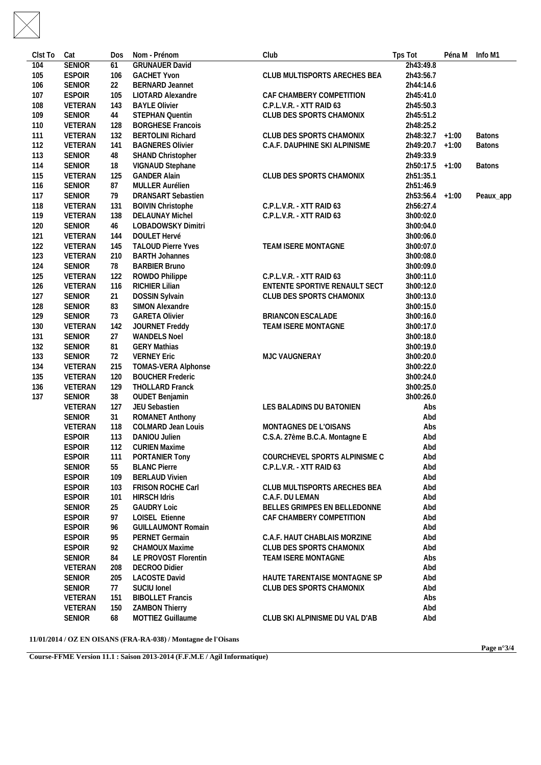| Clst To | Cat | Dos | Nom - Prénom | Club | Tps Tot | Péna M | Info M1 |
|---|---|---|---|---|---|---|---|
| 104 | SENIOR | 61 | GRUNAUER David | | 2h43:49.8 | | |
| 105 | ESPOIR | 106 | GACHET Yvon | CLUB MULTISPORTS ARECHES BEA | 2h43:56.7 | | |
| 106 | SENIOR | 22 | BERNARD Jeannet | | 2h44:14.6 | | |
| 107 | ESPOIR | 105 | LIOTARD Alexandre | CAF CHAMBERY COMPETITION | 2h45:41.0 | | |
| 108 | VETERAN | 143 | BAYLE Olivier | C.P.L.V.R. - XTT RAID 63 | 2h45:50.3 | | |
| 109 | SENIOR | 44 | STEPHAN Quentin | CLUB DES SPORTS CHAMONIX | 2h45:51.2 | | |
| 110 | VETERAN | 128 | BORGHESE Francois | | 2h48:25.2 | | |
| 111 | VETERAN | 132 | BERTOLINI Richard | CLUB DES SPORTS CHAMONIX | 2h48:32.7 | +1:00 | Batons |
| 112 | VETERAN | 141 | BAGNERES Olivier | C.A.F. DAUPHINE SKI ALPINISME | 2h49:20.7 | +1:00 | Batons |
| 113 | SENIOR | 48 | SHAND Christopher | | 2h49:33.9 | | |
| 114 | SENIOR | 18 | VIGNAUD Stephane | | 2h50:17.5 | +1:00 | Batons |
| 115 | VETERAN | 125 | GANDER Alain | CLUB DES SPORTS CHAMONIX | 2h51:35.1 | | |
| 116 | SENIOR | 87 | MULLER Aurélien | | 2h51:46.9 | | |
| 117 | SENIOR | 79 | DRANSART Sebastien | | 2h53:56.4 | +1:00 | Peaux_app |
| 118 | VETERAN | 131 | BOIVIN Christophe | C.P.L.V.R. - XTT RAID 63 | 2h56:27.4 | | |
| 119 | VETERAN | 138 | DELAUNAY Michel | C.P.L.V.R. - XTT RAID 63 | 3h00:02.0 | | |
| 120 | SENIOR | 46 | LOBADOWSKY Dimitri | | 3h00:04.0 | | |
| 121 | VETERAN | 144 | DOULET Hervé | | 3h00:06.0 | | |
| 122 | VETERAN | 145 | TALOUD Pierre Yves | TEAM ISERE MONTAGNE | 3h00:07.0 | | |
| 123 | VETERAN | 210 | BARTH Johannes | | 3h00:08.0 | | |
| 124 | SENIOR | 78 | BARBIER Bruno | | 3h00:09.0 | | |
| 125 | VETERAN | 122 | ROWDO Philippe | C.P.L.V.R. - XTT RAID 63 | 3h00:11.0 | | |
| 126 | VETERAN | 116 | RICHIER Lilian | ENTENTE SPORTIVE RENAULT SECT | 3h00:12.0 | | |
| 127 | SENIOR | 21 | DOSSIN Sylvain | CLUB DES SPORTS CHAMONIX | 3h00:13.0 | | |
| 128 | SENIOR | 83 | SIMON Alexandre | | 3h00:15.0 | | |
| 129 | SENIOR | 73 | GARETA Olivier | BRIANCON ESCALADE | 3h00:16.0 | | |
| 130 | VETERAN | 142 | JOURNET Freddy | TEAM ISERE MONTAGNE | 3h00:17.0 | | |
| 131 | SENIOR | 27 | WANDELS Noel | | 3h00:18.0 | | |
| 132 | SENIOR | 81 | GERY Mathias | | 3h00:19.0 | | |
| 133 | SENIOR | 72 | VERNEY Eric | MJC VAUGNERAY | 3h00:20.0 | | |
| 134 | VETERAN | 215 | TOMAS-VERA Alphonse | | 3h00:22.0 | | |
| 135 | VETERAN | 120 | BOUCHER Frederic | | 3h00:24.0 | | |
| 136 | VETERAN | 129 | THOLLARD Franck | | 3h00:25.0 | | |
| 137 | SENIOR | 38 | OUDET Benjamin | | 3h00:26.0 | | |
| | VETERAN | 127 | JEU Sebastien | LES BALADINS DU BATONIEN | Abs | | |
| | SENIOR | 31 | ROMANET Anthony | | Abd | | |
| | VETERAN | 118 | COLMARD Jean Louis | MONTAGNES DE L'OISANS | Abs | | |
| | ESPOIR | 113 | DANIOU Julien | C.S.A. 27ème B.C.A. Montagne E | Abd | | |
| | ESPOIR | 112 | CURIEN Maxime | | Abd | | |
| | ESPOIR | 111 | PORTANIER Tony | COURCHEVEL SPORTS ALPINISME C | Abd | | |
| | SENIOR | 55 | BLANC Pierre | C.P.L.V.R. - XTT RAID 63 | Abd | | |
| | ESPOIR | 109 | BERLAUD Vivien | | Abd | | |
| | ESPOIR | 103 | FRISON ROCHE Carl | CLUB MULTISPORTS ARECHES BEA | Abd | | |
| | ESPOIR | 101 | HIRSCH Idris | C.A.F. DU LEMAN | Abd | | |
| | SENIOR | 25 | GAUDRY Loic | BELLES GRIMPES EN BELLEDONNE | Abd | | |
| | ESPOIR | 97 | LOISEL Etienne | CAF CHAMBERY COMPETITION | Abd | | |
| | ESPOIR | 96 | GUILLAUMONT Romain | | Abd | | |
| | ESPOIR | 95 | PERNET Germain | C.A.F. HAUT CHABLAIS MORZINE | Abd | | |
| | ESPOIR | 92 | CHAMOUX Maxime | CLUB DES SPORTS CHAMONIX | Abd | | |
| | SENIOR | 84 | LE PROVOST Florentin | TEAM ISERE MONTAGNE | Abs | | |
| | VETERAN | 208 | DECROO Didier | | Abd | | |
| | SENIOR | 205 | LACOSTE David | HAUTE TARENTAISE MONTAGNE SP | Abd | | |
| | SENIOR | 77 | SUCIU Ionel | CLUB DES SPORTS CHAMONIX | Abd | | |
| | VETERAN | 151 | BIBOLLET Francis | | Abs | | |
| | VETERAN | 150 | ZAMBON Thierry | | Abd | | |
| | SENIOR | 68 | MOTTIEZ Guillaume | CLUB SKI ALPINISME DU VAL D'AB | Abd | | |

**11/01/2014 / OZ EN OISANS (FRA-RA-038) / Montagne de l'Oisans**

**Course-FFME Version 11.1 : Saison 2013-2014 (F.F.M.E / Agil Informatique)**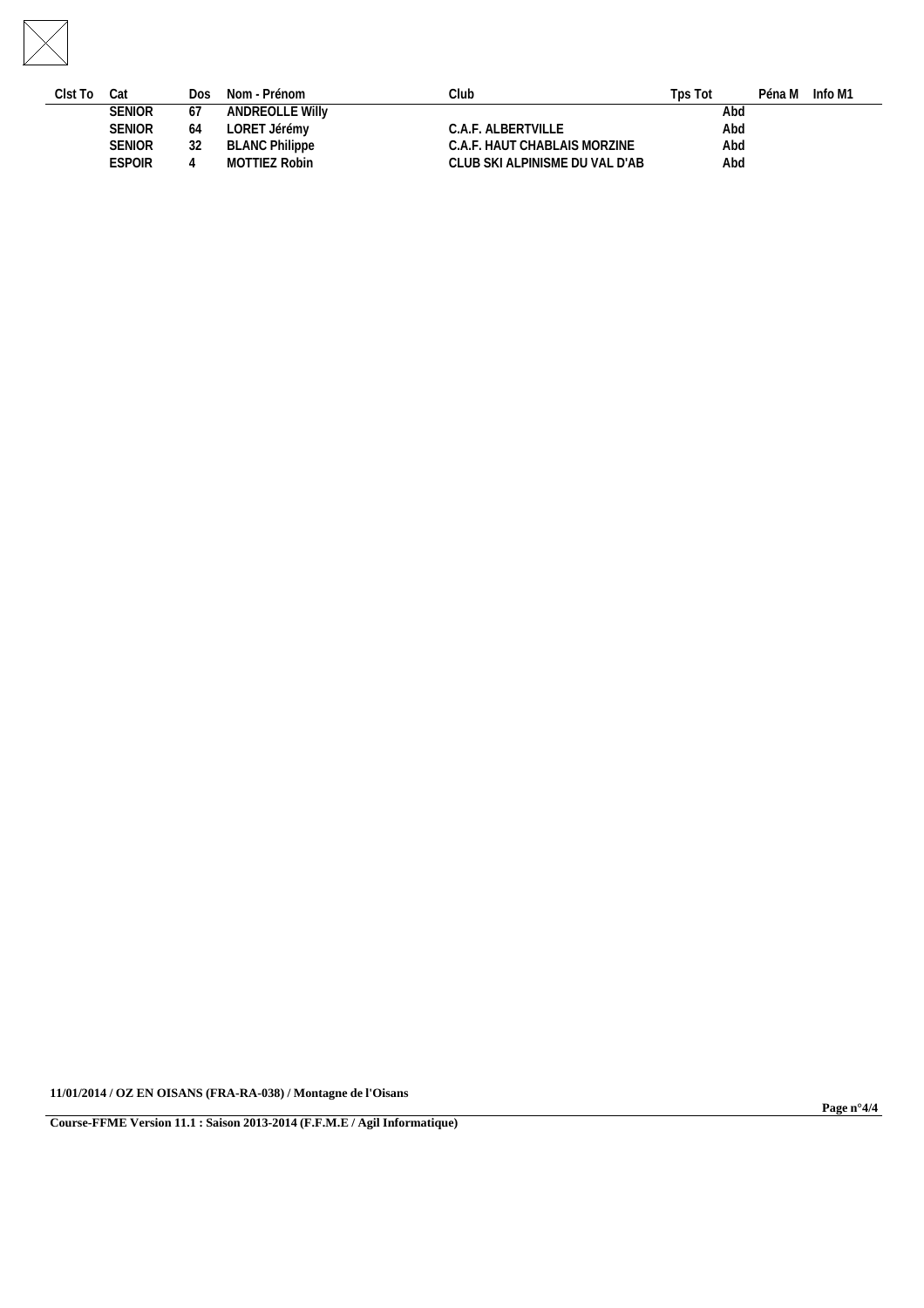| Clst To | Cat | Dos | Nom - Prénom | Club | Tps Tot | Péna M | Info M1 |
|---|---|---|---|---|---|---|---|
| | SENIOR | 67 | ANDREOLLE Willy | | Abd | | |
| | SENIOR | 64 | LORET Jérémy | C.A.F. ALBERTVILLE | Abd | | |
| | SENIOR | 32 | BLANC Philippe | C.A.F. HAUT CHABLAIS MORZINE | Abd | | |
| | ESPOIR | 4 | MOTTIEZ Robin | CLUB SKI ALPINISME DU VAL D'AB | Abd | | |

**11/01/2014 / OZ EN OISANS (FRA-RA-038) / Montagne de l'Oisans**

**Course-FFME Version 11.1 : Saison 2013-2014 (F.F.M.E / Agil Informatique)**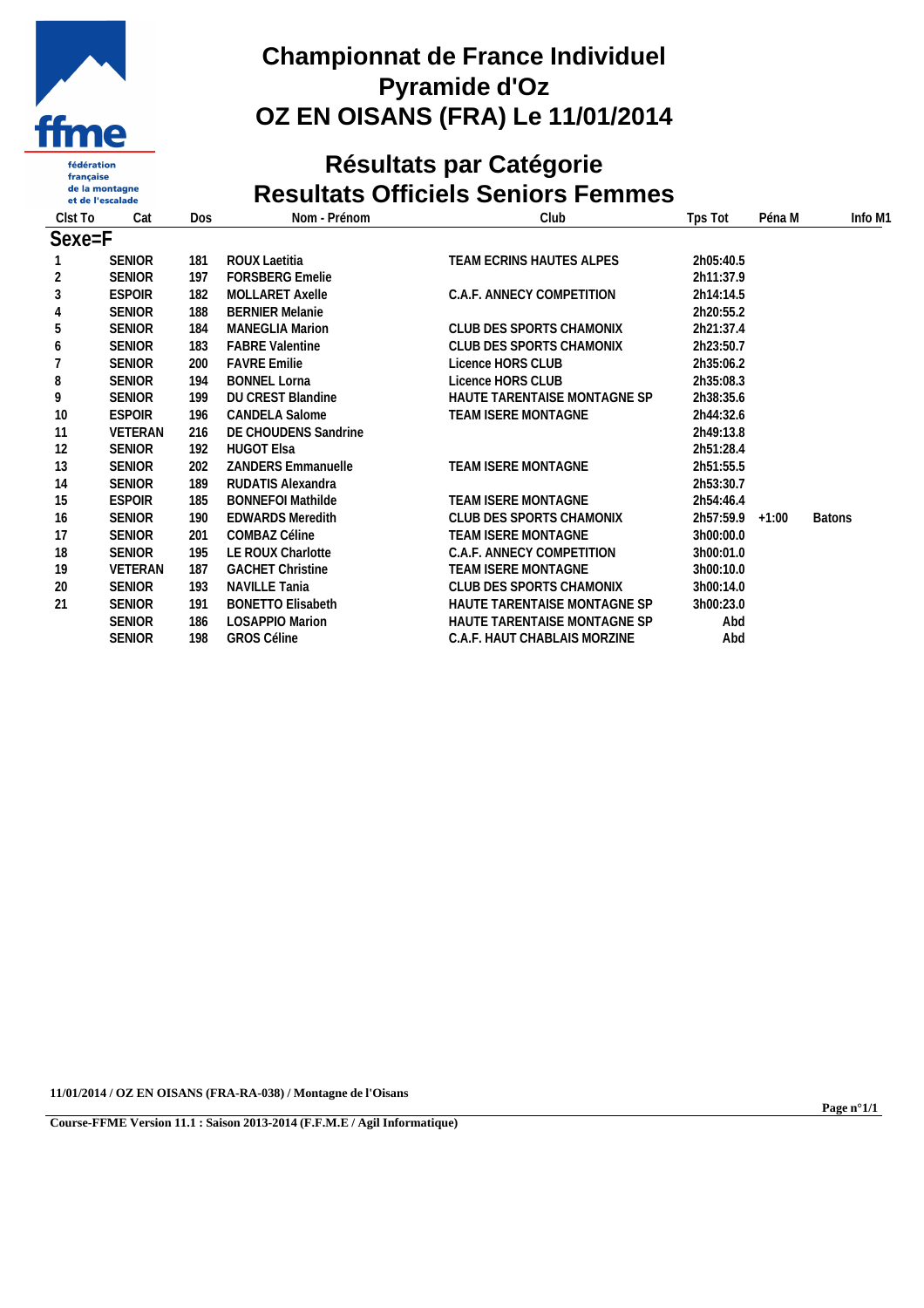ffme
fédération française de la montagne et de l'escalade

# Championnat de France Individuel
# Pyramide d'Oz
# OZ EN OISANS (FRA) Le 11/01/2014

## Résultats par Catégorie
## Resultats Officiels Seniors Femmes

| Clst To | Cat | Dos | Nom - Prénom | Club | Tps Tot | Péna M | Info M1 |
|---|---|---|---|---|---|---|---|
| **Sexe=F** | | | | | | | |
| 1 | SENIOR | 181 | ROUX Laetitia | TEAM ECRINS HAUTES ALPES | 2h05:40.5 | | |
| 2 | SENIOR | 197 | FORSBERG Emelie | | 2h11:37.9 | | |
| 3 | ESPOIR | 182 | MOLLARET Axelle | C.A.F. ANNECY COMPETITION | 2h14:14.5 | | |
| 4 | SENIOR | 188 | BERNIER Melanie | | 2h20:55.2 | | |
| 5 | SENIOR | 184 | MANEGLIA Marion | CLUB DES SPORTS CHAMONIX | 2h21:37.4 | | |
| 6 | SENIOR | 183 | FABRE Valentine | CLUB DES SPORTS CHAMONIX | 2h23:50.7 | | |
| 7 | SENIOR | 200 | FAVRE Emilie | Licence HORS CLUB | 2h35:06.2 | | |
| 8 | SENIOR | 194 | BONNEL Lorna | Licence HORS CLUB | 2h35:08.3 | | |
| 9 | SENIOR | 199 | DU CREST Blandine | HAUTE TARENTAISE MONTAGNE SP | 2h38:35.6 | | |
| 10 | ESPOIR | 196 | CANDELA Salome | TEAM ISERE MONTAGNE | 2h44:32.6 | | |
| 11 | VETERAN | 216 | DE CHOUDENS Sandrine | | 2h49:13.8 | | |
| 12 | SENIOR | 192 | HUGOT Elsa | | 2h51:28.4 | | |
| 13 | SENIOR | 202 | ZANDERS Emmanuelle | TEAM ISERE MONTAGNE | 2h51:55.5 | | |
| 14 | SENIOR | 189 | RUDATIS Alexandra | | 2h53:30.7 | | |
| 15 | ESPOIR | 185 | BONNEFOI Mathilde | TEAM ISERE MONTAGNE | 2h54:46.4 | | |
| 16 | SENIOR | 190 | EDWARDS Meredith | CLUB DES SPORTS CHAMONIX | 2h57:59.9 | +1:00 | Batons |
| 17 | SENIOR | 201 | COMBAZ Céline | TEAM ISERE MONTAGNE | 3h00:00.0 | | |
| 18 | SENIOR | 195 | LE ROUX Charlotte | C.A.F. ANNECY COMPETITION | 3h00:01.0 | | |
| 19 | VETERAN | 187 | GACHET Christine | TEAM ISERE MONTAGNE | 3h00:10.0 | | |
| 20 | SENIOR | 193 | NAVILLE Tania | CLUB DES SPORTS CHAMONIX | 3h00:14.0 | | |
| 21 | SENIOR | 191 | BONETTO Elisabeth | HAUTE TARENTAISE MONTAGNE SP | 3h00:23.0 | | |
| | SENIOR | 186 | LOSAPPIO Marion | HAUTE TARENTAISE MONTAGNE SP | Abd | | |
| | SENIOR | 198 | GROS Céline | C.A.F. HAUT CHABLAIS MORZINE | Abd | | |

**11/01/2014 / OZ EN OISANS (FRA-RA-038) / Montagne de l'Oisans**

**Course-FFME Version 11.1 : Saison 2013-2014 (F.F.M.E / Agil Informatique)**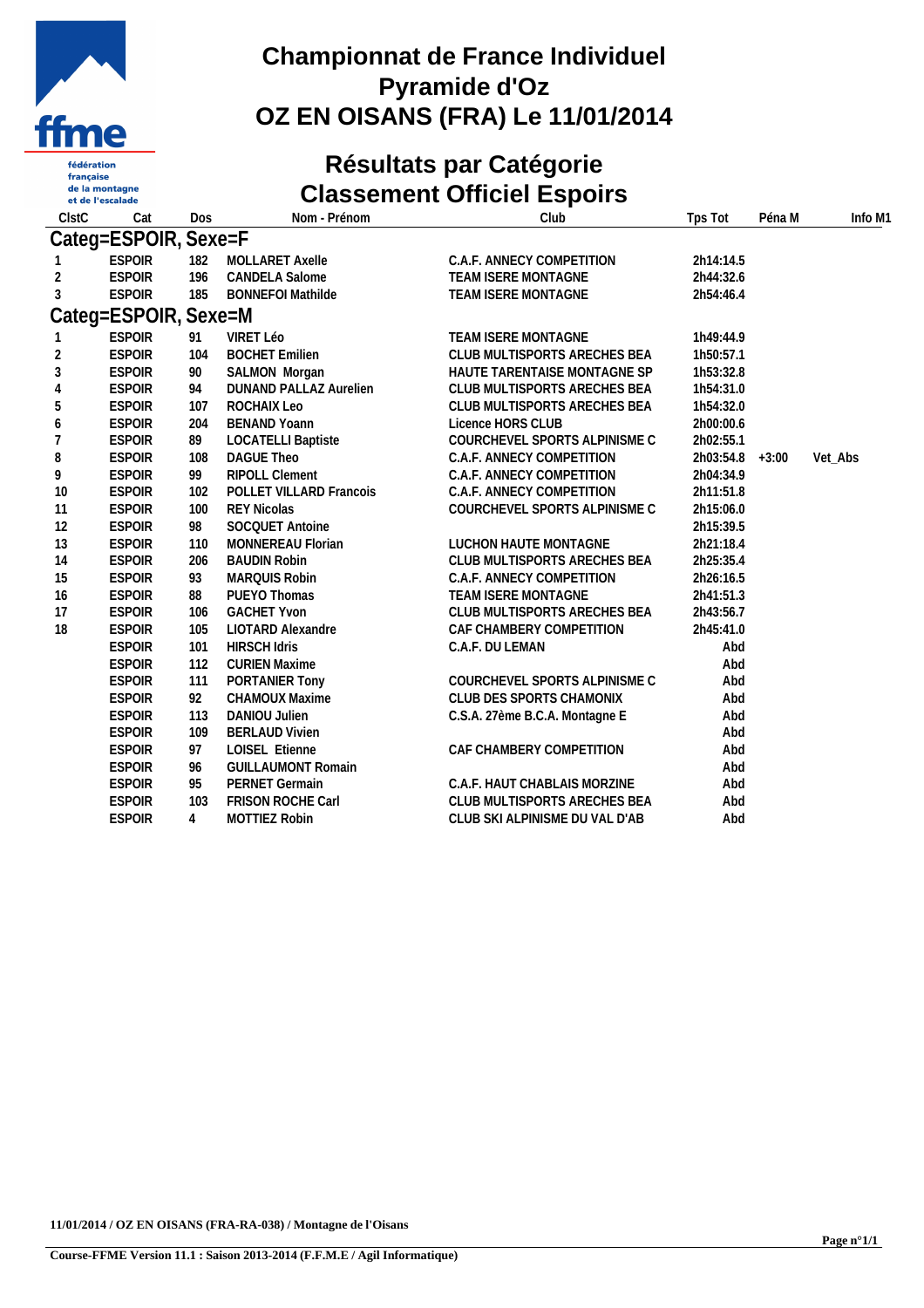# Championnat de France Individuel
# Pyramide d'Oz
# OZ EN OISANS (FRA) Le 11/01/2014

## Résultats par Catégorie
## Classement Officiel Espoirs

| ClstC | Cat | Dos | Nom - Prénom | Club | Tps Tot | Péna M | Info M1 |
|---|---|---|---|---|---|---|---|
| **Categ=ESPOIR, Sexe=F** | | | | | | | |
| 1 | ESPOIR | 182 | MOLLARET Axelle | C.A.F. ANNECY COMPETITION | 2h14:14.5 | | |
| 2 | ESPOIR | 196 | CANDELA Salome | TEAM ISERE MONTAGNE | 2h44:32.6 | | |
| 3 | ESPOIR | 185 | BONNEFOI Mathilde | TEAM ISERE MONTAGNE | 2h54:46.4 | | |
| **Categ=ESPOIR, Sexe=M** | | | | | | | |
| 1 | ESPOIR | 91 | VIRET Léo | TEAM ISERE MONTAGNE | 1h49:44.9 | | |
| 2 | ESPOIR | 104 | BOCHET Emilien | CLUB MULTISPORTS ARECHES BEA | 1h50:57.1 | | |
| 3 | ESPOIR | 90 | SALMON Morgan | HAUTE TARENTAISE MONTAGNE SP | 1h53:32.8 | | |
| 4 | ESPOIR | 94 | DUNAND PALLAZ Aurelien | CLUB MULTISPORTS ARECHES BEA | 1h54:31.0 | | |
| 5 | ESPOIR | 107 | ROCHAIX Leo | CLUB MULTISPORTS ARECHES BEA | 1h54:32.0 | | |
| 6 | ESPOIR | 204 | BENAND Yoann | Licence HORS CLUB | 2h00:00.6 | | |
| 7 | ESPOIR | 89 | LOCATELLI Baptiste | COURCHEVEL SPORTS ALPINISME C | 2h02:55.1 | | |
| 8 | ESPOIR | 108 | DAGUE Theo | C.A.F. ANNECY COMPETITION | 2h03:54.8 | +3:00 | Vet_Abs |
| 9 | ESPOIR | 99 | RIPOLL Clement | C.A.F. ANNECY COMPETITION | 2h04:34.9 | | |
| 10 | ESPOIR | 102 | POLLET VILLARD Francois | C.A.F. ANNECY COMPETITION | 2h11:51.8 | | |
| 11 | ESPOIR | 100 | REY Nicolas | COURCHEVEL SPORTS ALPINISME C | 2h15:06.0 | | |
| 12 | ESPOIR | 98 | SOCQUET Antoine | | 2h15:39.5 | | |
| 13 | ESPOIR | 110 | MONNEREAU Florian | LUCHON HAUTE MONTAGNE | 2h21:18.4 | | |
| 14 | ESPOIR | 206 | BAUDIN Robin | CLUB MULTISPORTS ARECHES BEA | 2h25:35.4 | | |
| 15 | ESPOIR | 93 | MARQUIS Robin | C.A.F. ANNECY COMPETITION | 2h26:16.5 | | |
| 16 | ESPOIR | 88 | PUEYO Thomas | TEAM ISERE MONTAGNE | 2h41:51.3 | | |
| 17 | ESPOIR | 106 | GACHET Yvon | CLUB MULTISPORTS ARECHES BEA | 2h43:56.7 | | |
| 18 | ESPOIR | 105 | LIOTARD Alexandre | CAF CHAMBERY COMPETITION | 2h45:41.0 | | |
| | ESPOIR | 101 | HIRSCH Idris | C.A.F. DU LEMAN | Abd | | |
| | ESPOIR | 112 | CURIEN Maxime | | Abd | | |
| | ESPOIR | 111 | PORTANIER Tony | COURCHEVEL SPORTS ALPINISME C | Abd | | |
| | ESPOIR | 92 | CHAMOUX Maxime | CLUB DES SPORTS CHAMONIX | Abd | | |
| | ESPOIR | 113 | DANIOU Julien | C.S.A. 27ème B.C.A. Montagne E | Abd | | |
| | ESPOIR | 109 | BERLAUD Vivien | | Abd | | |
| | ESPOIR | 97 | LOISEL Etienne | CAF CHAMBERY COMPETITION | Abd | | |
| | ESPOIR | 96 | GUILLAUMONT Romain | | Abd | | |
| | ESPOIR | 95 | PERNET Germain | C.A.F. HAUT CHABLAIS MORZINE | Abd | | |
| | ESPOIR | 103 | FRISON ROCHE Carl | CLUB MULTISPORTS ARECHES BEA | Abd | | |
| | ESPOIR | 4 | MOTTIEZ Robin | CLUB SKI ALPINISME DU VAL D'AB | Abd | | |

**11/01/2014 / OZ EN OISANS (FRA-RA-038) / Montagne de l'Oisans**

**Course-FFME Version 11.1 : Saison 2013-2014 (F.F.M.E / Agil Informatique)**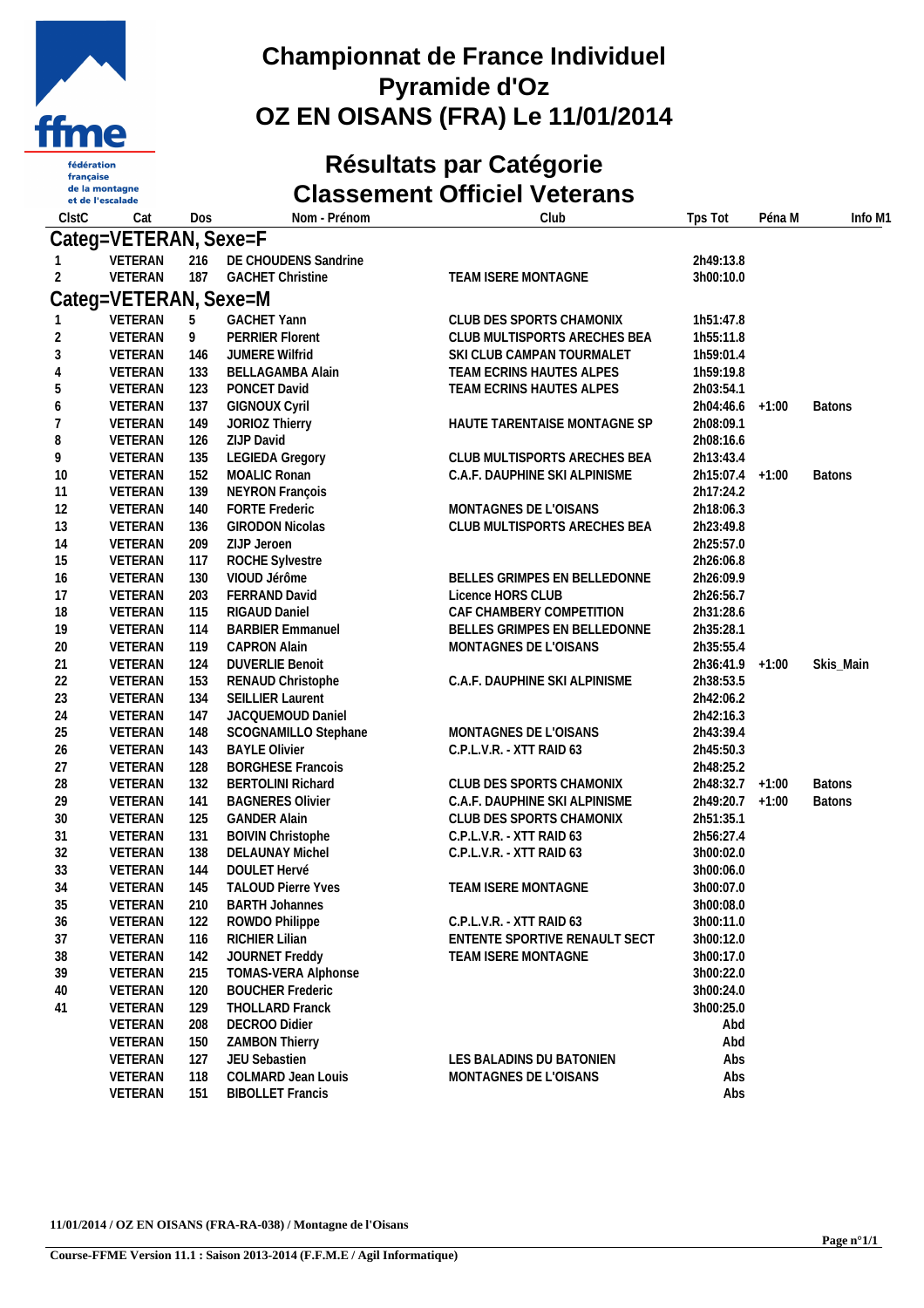# Championnat de France Individuel
# Pyramide d'Oz
# OZ EN OISANS (FRA) Le 11/01/2014

## Résultats par Catégorie
## Classement Officiel Veterans

| ClstC | Cat | Dos | Nom - Prénom | Club | Tps Tot | Péna M | Info M1 |
|---|---|---|---|---|---|---|---|
| **Categ=VETERAN, Sexe=F** | | | | | | | |
| 1 | VETERAN | 216 | DE CHOUDENS Sandrine | | 2h49:13.8 | | |
| 2 | VETERAN | 187 | GACHET Christine | TEAM ISERE MONTAGNE | 3h00:10.0 | | |
| **Categ=VETERAN, Sexe=M** | | | | | | | |
| 1 | VETERAN | 5 | GACHET Yann | CLUB DES SPORTS CHAMONIX | 1h51:47.8 | | |
| 2 | VETERAN | 9 | PERRIER Florent | CLUB MULTISPORTS ARECHES BEA | 1h55:11.8 | | |
| 3 | VETERAN | 146 | JUMERE Wilfrid | SKI CLUB CAMPAN TOURMALET | 1h59:01.4 | | |
| 4 | VETERAN | 133 | BELLAGAMBA Alain | TEAM ECRINS HAUTES ALPES | 1h59:19.8 | | |
| 5 | VETERAN | 123 | PONCET David | TEAM ECRINS HAUTES ALPES | 2h03:54.1 | | |
| 6 | VETERAN | 137 | GIGNOUX Cyril | | 2h04:46.6 | +1:00 | Batons |
| 7 | VETERAN | 149 | JORIOZ Thierry | HAUTE TARENTAISE MONTAGNE SP | 2h08:09.1 | | |
| 8 | VETERAN | 126 | ZIJP David | | 2h08:16.6 | | |
| 9 | VETERAN | 135 | LEGIEDA Gregory | CLUB MULTISPORTS ARECHES BEA | 2h13:43.4 | | |
| 10 | VETERAN | 152 | MOALIC Ronan | C.A.F. DAUPHINE SKI ALPINISME | 2h15:07.4 | +1:00 | Batons |
| 11 | VETERAN | 139 | NEYRON François | | 2h17:24.2 | | |
| 12 | VETERAN | 140 | FORTE Frederic | MONTAGNES DE L'OISANS | 2h18:06.3 | | |
| 13 | VETERAN | 136 | GIRODON Nicolas | CLUB MULTISPORTS ARECHES BEA | 2h23:49.8 | | |
| 14 | VETERAN | 209 | ZIJP Jeroen | | 2h25:57.0 | | |
| 15 | VETERAN | 117 | ROCHE Sylvestre | | 2h26:06.8 | | |
| 16 | VETERAN | 130 | VIOUD Jérôme | BELLES GRIMPES EN BELLEDONNE | 2h26:09.9 | | |
| 17 | VETERAN | 203 | FERRAND David | Licence HORS CLUB | 2h26:56.7 | | |
| 18 | VETERAN | 115 | RIGAUD Daniel | CAF CHAMBERY COMPETITION | 2h31:28.6 | | |
| 19 | VETERAN | 114 | BARBIER Emmanuel | BELLES GRIMPES EN BELLEDONNE | 2h35:28.1 | | |
| 20 | VETERAN | 119 | CAPRON Alain | MONTAGNES DE L'OISANS | 2h35:55.4 | | |
| 21 | VETERAN | 124 | DUVERLIE Benoit | | 2h36:41.9 | +1:00 | Skis_Main |
| 22 | VETERAN | 153 | RENAUD Christophe | C.A.F. DAUPHINE SKI ALPINISME | 2h38:53.5 | | |
| 23 | VETERAN | 134 | SEILLIER Laurent | | 2h42:06.2 | | |
| 24 | VETERAN | 147 | JACQUEMOUD Daniel | | 2h42:16.3 | | |
| 25 | VETERAN | 148 | SCOGNAMILLO Stephane | MONTAGNES DE L'OISANS | 2h43:39.4 | | |
| 26 | VETERAN | 143 | BAYLE Olivier | C.P.L.V.R. - XTT RAID 63 | 2h45:50.3 | | |
| 27 | VETERAN | 128 | BORGHESE Francois | | 2h48:25.2 | | |
| 28 | VETERAN | 132 | BERTOLINI Richard | CLUB DES SPORTS CHAMONIX | 2h48:32.7 | +1:00 | Batons |
| 29 | VETERAN | 141 | BAGNERES Olivier | C.A.F. DAUPHINE SKI ALPINISME | 2h49:20.7 | +1:00 | Batons |
| 30 | VETERAN | 125 | GANDER Alain | CLUB DES SPORTS CHAMONIX | 2h51:35.1 | | |
| 31 | VETERAN | 131 | BOIVIN Christophe | C.P.L.V.R. - XTT RAID 63 | 2h56:27.4 | | |
| 32 | VETERAN | 138 | DELAUNAY Michel | C.P.L.V.R. - XTT RAID 63 | 3h00:02.0 | | |
| 33 | VETERAN | 144 | DOULET Hervé | | 3h00:06.0 | | |
| 34 | VETERAN | 145 | TALOUD Pierre Yves | TEAM ISERE MONTAGNE | 3h00:07.0 | | |
| 35 | VETERAN | 210 | BARTH Johannes | | 3h00:08.0 | | |
| 36 | VETERAN | 122 | ROWDO Philippe | C.P.L.V.R. - XTT RAID 63 | 3h00:11.0 | | |
| 37 | VETERAN | 116 | RICHIER Lilian | ENTENTE SPORTIVE RENAULT SECT | 3h00:12.0 | | |
| 38 | VETERAN | 142 | JOURNET Freddy | TEAM ISERE MONTAGNE | 3h00:17.0 | | |
| 39 | VETERAN | 215 | TOMAS-VERA Alphonse | | 3h00:22.0 | | |
| 40 | VETERAN | 120 | BOUCHER Frederic | | 3h00:24.0 | | |
| 41 | VETERAN | 129 | THOLLARD Franck | | 3h00:25.0 | | |
| | VETERAN | 208 | DECROO Didier | | Abd | | |
| | VETERAN | 150 | ZAMBON Thierry | | Abd | | |
| | VETERAN | 127 | JEU Sebastien | LES BALADINS DU BATONIEN | Abs | | |
| | VETERAN | 118 | COLMARD Jean Louis | MONTAGNES DE L'OISANS | Abs | | |
| | VETERAN | 151 | BIBOLLET Francis | | Abs | | |

11/01/2014 / OZ EN OISANS (FRA-RA-038) / Montagne de l'Oisans

Course-FFME Version 11.1 : Saison 2013-2014 (F.F.M.E / Agil Informatique)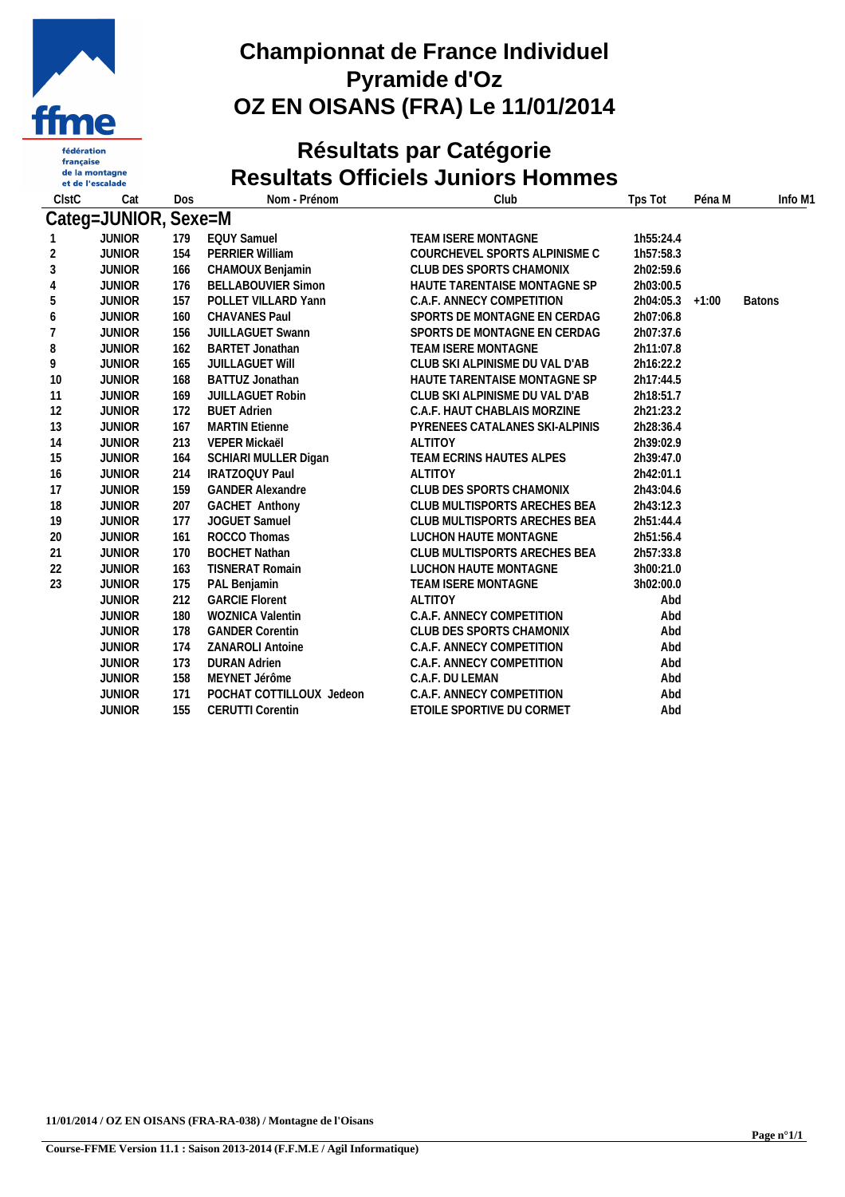# Championnat de France Individuel
# Pyramide d'Oz
# OZ EN OISANS (FRA) Le 11/01/2014

## Résultats par Catégorie
## Resultats Officiels Juniors Hommes

**Categ=JUNIOR, Sexe=M**

| ClstC | Cat | Dos | Nom - Prénom | Club | Tps Tot | Péna M | Info M1 |
|---|---|---|---|---|---|---|---|
| 1 | JUNIOR | 179 | EQUY Samuel | TEAM ISERE MONTAGNE | 1h55:24.4 | | |
| 2 | JUNIOR | 154 | PERRIER William | COURCHEVEL SPORTS ALPINISME C | 1h57:58.3 | | |
| 3 | JUNIOR | 166 | CHAMOUX Benjamin | CLUB DES SPORTS CHAMONIX | 2h02:59.6 | | |
| 4 | JUNIOR | 176 | BELLABOUVIER Simon | HAUTE TARENTAISE MONTAGNE SP | 2h03:00.5 | | |
| 5 | JUNIOR | 157 | POLLET VILLARD Yann | C.A.F. ANNECY COMPETITION | 2h04:05.3 | +1:00 | Batons |
| 6 | JUNIOR | 160 | CHAVANES Paul | SPORTS DE MONTAGNE EN CERDAG | 2h07:06.8 | | |
| 7 | JUNIOR | 156 | JUILLAGUET Swann | SPORTS DE MONTAGNE EN CERDAG | 2h07:37.6 | | |
| 8 | JUNIOR | 162 | BARTET Jonathan | TEAM ISERE MONTAGNE | 2h11:07.8 | | |
| 9 | JUNIOR | 165 | JUILLAGUET Will | CLUB SKI ALPINISME DU VAL D'AB | 2h16:22.2 | | |
| 10 | JUNIOR | 168 | BATTUZ Jonathan | HAUTE TARENTAISE MONTAGNE SP | 2h17:44.5 | | |
| 11 | JUNIOR | 169 | JUILLAGUET Robin | CLUB SKI ALPINISME DU VAL D'AB | 2h18:51.7 | | |
| 12 | JUNIOR | 172 | BUET Adrien | C.A.F. HAUT CHABLAIS MORZINE | 2h21:23.2 | | |
| 13 | JUNIOR | 167 | MARTIN Etienne | PYRENEES CATALANES SKI-ALPINIS | 2h28:36.4 | | |
| 14 | JUNIOR | 213 | VEPER Mickaël | ALTITOY | 2h39:02.9 | | |
| 15 | JUNIOR | 164 | SCHIARI MULLER Digan | TEAM ECRINS HAUTES ALPES | 2h39:47.0 | | |
| 16 | JUNIOR | 214 | IRATZOQUY Paul | ALTITOY | 2h42:01.1 | | |
| 17 | JUNIOR | 159 | GANDER Alexandre | CLUB DES SPORTS CHAMONIX | 2h43:04.6 | | |
| 18 | JUNIOR | 207 | GACHET Anthony | CLUB MULTISPORTS ARECHES BEA | 2h43:12.3 | | |
| 19 | JUNIOR | 177 | JOGUET Samuel | CLUB MULTISPORTS ARECHES BEA | 2h51:44.4 | | |
| 20 | JUNIOR | 161 | ROCCO Thomas | LUCHON HAUTE MONTAGNE | 2h51:56.4 | | |
| 21 | JUNIOR | 170 | BOCHET Nathan | CLUB MULTISPORTS ARECHES BEA | 2h57:33.8 | | |
| 22 | JUNIOR | 163 | TISNERAT Romain | LUCHON HAUTE MONTAGNE | 3h00:21.0 | | |
| 23 | JUNIOR | 175 | PAL Benjamin | TEAM ISERE MONTAGNE | 3h02:00.0 | | |
| | JUNIOR | 212 | GARCIE Florent | ALTITOY | Abd | | |
| | JUNIOR | 180 | WOZNICA Valentin | C.A.F. ANNECY COMPETITION | Abd | | |
| | JUNIOR | 178 | GANDER Corentin | CLUB DES SPORTS CHAMONIX | Abd | | |
| | JUNIOR | 174 | ZANAROLI Antoine | C.A.F. ANNECY COMPETITION | Abd | | |
| | JUNIOR | 173 | DURAN Adrien | C.A.F. ANNECY COMPETITION | Abd | | |
| | JUNIOR | 158 | MEYNET Jérôme | C.A.F. DU LEMAN | Abd | | |
| | JUNIOR | 171 | POCHAT COTTILLOUX Jedeon | C.A.F. ANNECY COMPETITION | Abd | | |
| | JUNIOR | 155 | CERUTTI Corentin | ETOILE SPORTIVE DU CORMET | Abd | | |

**11/01/2014 / OZ EN OISANS (FRA-RA-038) / Montagne de l'Oisans**

**Course-FFME Version 11.1 : Saison 2013-2014 (F.F.M.E / Agil Informatique)**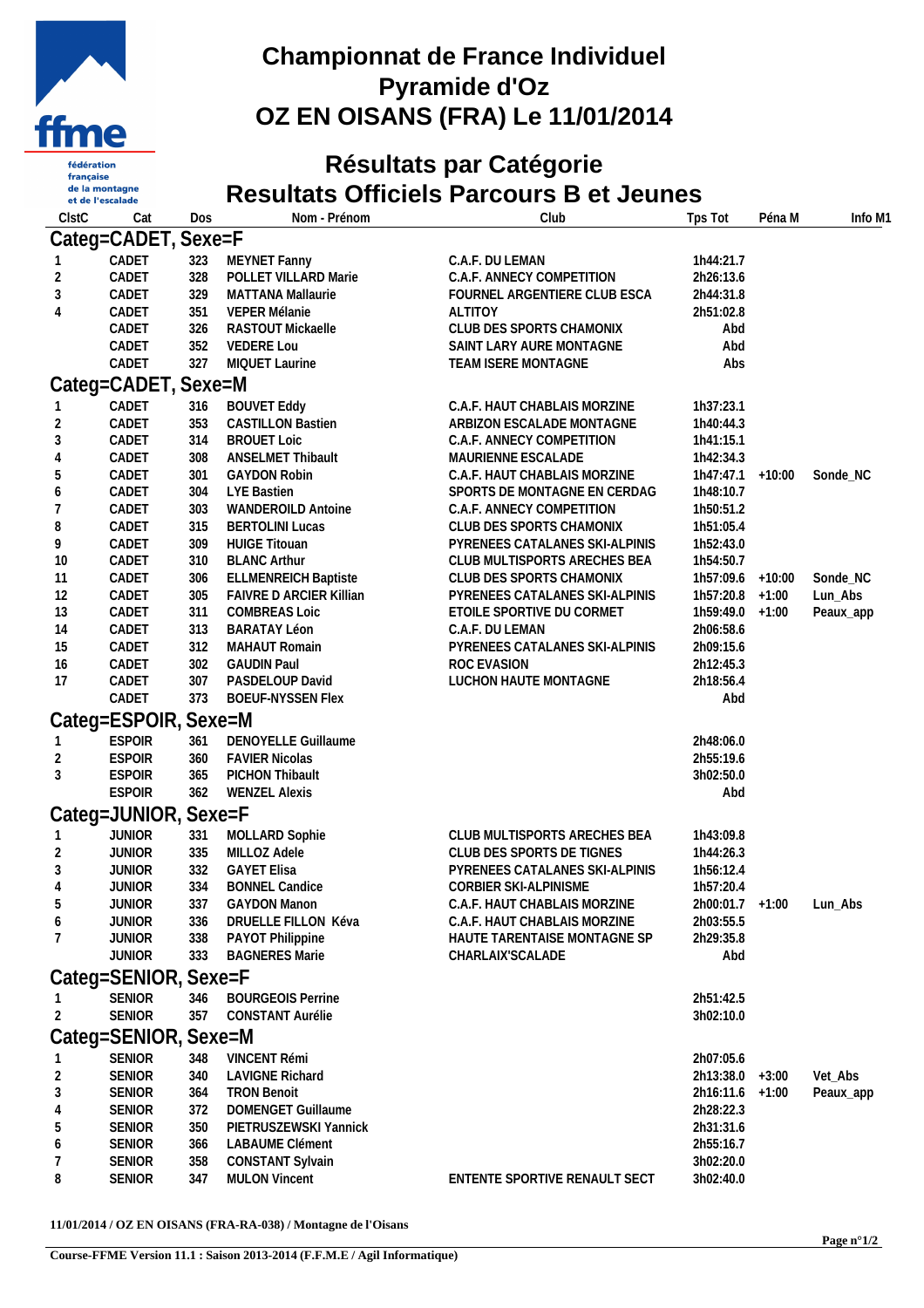# Championnat de France Individuel
# Pyramide d'Oz
# OZ EN OISANS (FRA) Le 11/01/2014

## Résultats par Catégorie
## Resultats Officiels Parcours B et Jeunes

| ClstC | Cat | Dos | Nom - Prénom | Club | Tps Tot | Péna M | Info M1 |
|---|---|---|---|---|---|---|---|
| **Categ=CADET, Sexe=F** | | | | | | | |
| 1 | CADET | 323 | MEYNET Fanny | C.A.F. DU LEMAN | 1h44:21.7 | | |
| 2 | CADET | 328 | POLLET VILLARD Marie | C.A.F. ANNECY COMPETITION | 2h26:13.6 | | |
| 3 | CADET | 329 | MATTANA Mallaurie | FOURNEL ARGENTIERE CLUB ESCA | 2h44:31.8 | | |
| 4 | CADET | 351 | VEPER Mélanie | ALTITOY | 2h51:02.8 | | |
| | CADET | 326 | RASTOUT Mickaelle | CLUB DES SPORTS CHAMONIX | Abd | | |
| | CADET | 352 | VEDERE Lou | SAINT LARY AURE MONTAGNE | Abd | | |
| | CADET | 327 | MIQUET Laurine | TEAM ISERE MONTAGNE | Abs | | |
| **Categ=CADET, Sexe=M** | | | | | | | |
| 1 | CADET | 316 | BOUVET Eddy | C.A.F. HAUT CHABLAIS MORZINE | 1h37:23.1 | | |
| 2 | CADET | 353 | CASTILLON Bastien | ARBIZON ESCALADE MONTAGNE | 1h40:44.3 | | |
| 3 | CADET | 314 | BROUET Loic | C.A.F. ANNECY COMPETITION | 1h41:15.1 | | |
| 4 | CADET | 308 | ANSELMET Thibault | MAURIENNE ESCALADE | 1h42:34.3 | | |
| 5 | CADET | 301 | GAYDON Robin | C.A.F. HAUT CHABLAIS MORZINE | 1h47:47.1 | +10:00 | Sonde_NC |
| 6 | CADET | 304 | LYE Bastien | SPORTS DE MONTAGNE EN CERDAG | 1h48:10.7 | | |
| 7 | CADET | 303 | WANDEROILD Antoine | C.A.F. ANNECY COMPETITION | 1h50:51.2 | | |
| 8 | CADET | 315 | BERTOLINI Lucas | CLUB DES SPORTS CHAMONIX | 1h51:05.4 | | |
| 9 | CADET | 309 | HUIGE Titouan | PYRENEES CATALANES SKI-ALPINIS | 1h52:43.0 | | |
| 10 | CADET | 310 | BLANC Arthur | CLUB MULTISPORTS ARECHES BEA | 1h54:50.7 | | |
| 11 | CADET | 306 | ELLMENREICH Baptiste | CLUB DES SPORTS CHAMONIX | 1h57:09.6 | +10:00 | Sonde_NC |
| 12 | CADET | 305 | FAIVRE D ARCIER Killian | PYRENEES CATALANES SKI-ALPINIS | 1h57:20.8 | +1:00 | Lun_Abs |
| 13 | CADET | 311 | COMBREAS Loic | ETOILE SPORTIVE DU CORMET | 1h59:49.0 | +1:00 | Peaux_app |
| 14 | CADET | 313 | BARATAY Léon | C.A.F. DU LEMAN | 2h06:58.6 | | |
| 15 | CADET | 312 | MAHAUT Romain | PYRENEES CATALANES SKI-ALPINIS | 2h09:15.6 | | |
| 16 | CADET | 302 | GAUDIN Paul | ROC EVASION | 2h12:45.3 | | |
| 17 | CADET | 307 | PASDELOUP David | LUCHON HAUTE MONTAGNE | 2h18:56.4 | | |
| | CADET | 373 | BOEUF-NYSSEN Flex | | Abd | | |
| **Categ=ESPOIR, Sexe=M** | | | | | | | |
| 1 | ESPOIR | 361 | DENOYELLE Guillaume | | 2h48:06.0 | | |
| 2 | ESPOIR | 360 | FAVIER Nicolas | | 2h55:19.6 | | |
| 3 | ESPOIR | 365 | PICHON Thibault | | 3h02:50.0 | | |
| | ESPOIR | 362 | WENZEL Alexis | | Abd | | |
| **Categ=JUNIOR, Sexe=F** | | | | | | | |
| 1 | JUNIOR | 331 | MOLLARD Sophie | CLUB MULTISPORTS ARECHES BEA | 1h43:09.8 | | |
| 2 | JUNIOR | 335 | MILLOZ Adele | CLUB DES SPORTS DE TIGNES | 1h44:26.3 | | |
| 3 | JUNIOR | 332 | GAYET Elisa | PYRENEES CATALANES SKI-ALPINIS | 1h56:12.4 | | |
| 4 | JUNIOR | 334 | BONNEL Candice | CORBIER SKI-ALPINISME | 1h57:20.4 | | |
| 5 | JUNIOR | 337 | GAYDON Manon | C.A.F. HAUT CHABLAIS MORZINE | 2h00:01.7 | +1:00 | Lun_Abs |
| 6 | JUNIOR | 336 | DRUELLE FILLON Kéva | C.A.F. HAUT CHABLAIS MORZINE | 2h03:55.5 | | |
| 7 | JUNIOR | 338 | PAYOT Philippine | HAUTE TARENTAISE MONTAGNE SP | 2h29:35.8 | | |
| | JUNIOR | 333 | BAGNERES Marie | CHARLAIX'SCALADE | Abd | | |
| **Categ=SENIOR, Sexe=F** | | | | | | | |
| 1 | SENIOR | 346 | BOURGEOIS Perrine | | 2h51:42.5 | | |
| 2 | SENIOR | 357 | CONSTANT Aurélie | | 3h02:10.0 | | |
| **Categ=SENIOR, Sexe=M** | | | | | | | |
| 1 | SENIOR | 348 | VINCENT Rémi | | 2h07:05.6 | | |
| 2 | SENIOR | 340 | LAVIGNE Richard | | 2h13:38.0 | +3:00 | Vet_Abs |
| 3 | SENIOR | 364 | TRON Benoit | | 2h16:11.6 | +1:00 | Peaux_app |
| 4 | SENIOR | 372 | DOMENGET Guillaume | | 2h28:22.3 | | |
| 5 | SENIOR | 350 | PIETRUSZEWSKI Yannick | | 2h31:31.6 | | |
| 6 | SENIOR | 366 | LABAUME Clément | | 2h55:16.7 | | |
| 7 | SENIOR | 358 | CONSTANT Sylvain | | 3h02:20.0 | | |
| 8 | SENIOR | 347 | MULON Vincent | ENTENTE SPORTIVE RENAULT SECT | 3h02:40.0 | | |

**11/01/2014 / OZ EN OISANS (FRA-RA-038) / Montagne de l'Oisans**

**Course-FFME Version 11.1 : Saison 2013-2014 (F.F.M.E / Agil Informatique)**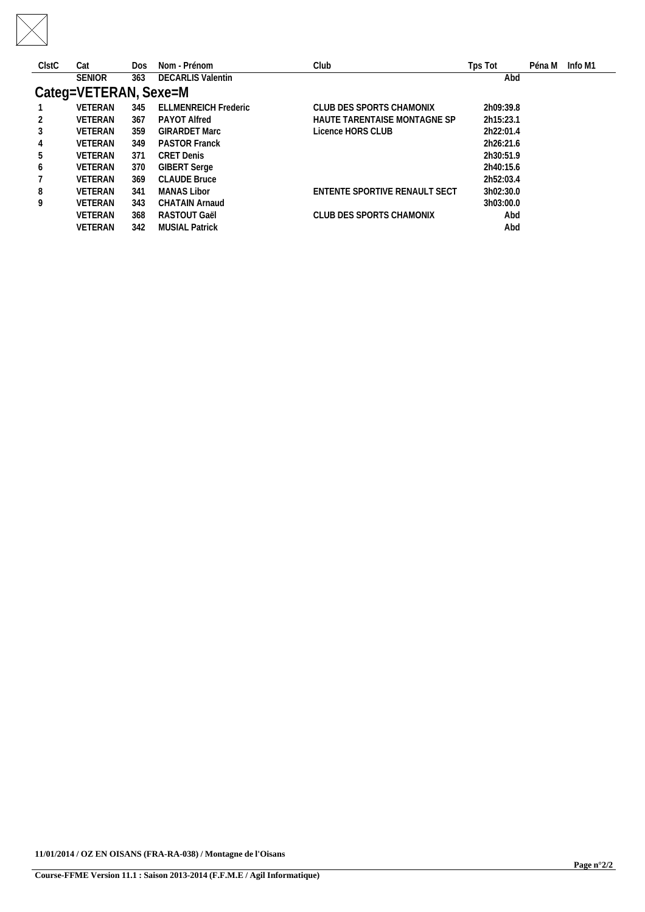| ClstC | Cat | Dos | Nom - Prénom | Club | Tps Tot | Péna M | Info M1 |
|---|---|---|---|---|---|---|---|
| | SENIOR | 363 | DECARLIS Valentin | | Abd | | |

## Categ=VETERAN, Sexe=M

| ClstC | Cat | Dos | Nom - Prénom | Club | Tps Tot | Péna M | Info M1 |
|---|---|---|---|---|---|---|---|
| 1 | VETERAN | 345 | ELLMENREICH Frederic | CLUB DES SPORTS CHAMONIX | 2h09:39.8 | | |
| 2 | VETERAN | 367 | PAYOT Alfred | HAUTE TARENTAISE MONTAGNE SP | 2h15:23.1 | | |
| 3 | VETERAN | 359 | GIRARDET Marc | Licence HORS CLUB | 2h22:01.4 | | |
| 4 | VETERAN | 349 | PASTOR Franck | | 2h26:21.6 | | |
| 5 | VETERAN | 371 | CRET Denis | | 2h30:51.9 | | |
| 6 | VETERAN | 370 | GIBERT Serge | | 2h40:15.6 | | |
| 7 | VETERAN | 369 | CLAUDE Bruce | | 2h52:03.4 | | |
| 8 | VETERAN | 341 | MANAS Libor | ENTENTE SPORTIVE RENAULT SECT | 3h02:30.0 | | |
| 9 | VETERAN | 343 | CHATAIN Arnaud | | 3h03:00.0 | | |
| | VETERAN | 368 | RASTOUT Gaël | CLUB DES SPORTS CHAMONIX | Abd | | |
| | VETERAN | 342 | MUSIAL Patrick | | Abd | | |